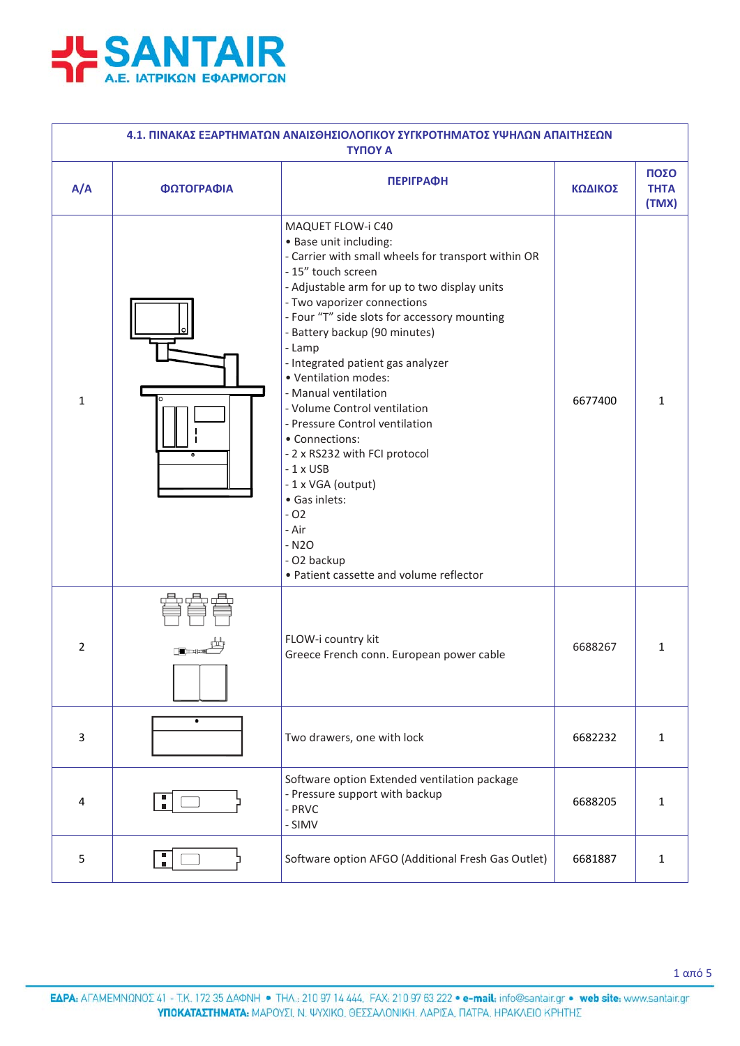**SANTAIR**
Α.Ε. ΙΑΤΡΙΚΩΝ ΕΦΑΡΜΟΓΩΝ

| 4.1. ΠΙΝΑΚΑΣ ΕΞΑΡΤΗΜΑΤΩΝ ΑΝΑΙΣΘΗΣΙΟΛΟΓΙΚΟΥ ΣΥΓΚΡΟΤΗΜΑΤΟΣ ΥΨΗΛΩΝ ΑΠΑΙΤΗΣΕΩΝ ΤΥΠΟΥ Α | | | | |
|---|---|---|---|---|
| **Α/Α** | **ΦΩΤΟΓΡΑΦΙΑ** | **ΠΕΡΙΓΡΑΦΗ** | **ΚΩΔΙΚΟΣ** | **ΠΟΣΟΤΗΤΑ (ΤΜΧ)** |
| 1 | | MAQUET FLOW-i C40<br>• Base unit including:<br>- Carrier with small wheels for transport within OR<br>- 15" touch screen<br>- Adjustable arm for up to two display units<br>- Two vaporizer connections<br>- Four "T" side slots for accessory mounting<br>- Battery backup (90 minutes)<br>- Lamp<br>- Integrated patient gas analyzer<br>• Ventilation modes:<br>- Manual ventilation<br>- Volume Control ventilation<br>- Pressure Control ventilation<br>• Connections:<br>- 2 x RS232 with FCI protocol<br>- 1 x USB<br>- 1 x VGA (output)<br>• Gas inlets:<br>- O2<br>- Air<br>- N2O<br>- O2 backup<br>• Patient cassette and volume reflector | 6677400 | 1 |
| 2 | | FLOW-i country kit<br>Greece French conn. European power cable | 6688267 | 1 |
| 3 | | Two drawers, one with lock | 6682232 | 1 |
| 4 | | Software option Extended ventilation package<br>- Pressure support with backup<br>- PRVC<br>- SIMV | 6688205 | 1 |
| 5 | | Software option AFGO (Additional Fresh Gas Outlet) | 6681887 | 1 |

**ΕΔΡΑ:** ΑΓΑΜΕΜΝΟΝΟΣ 41 - Τ.Κ. 172 35 ΔΑΦΝΗ • ΤΗΛ.: 210 97 14 444, FAX: 210 97 63 222 • **e-mail:** info@santair.gr • **web site:** www.santair.gr
**ΥΠΟΚΑΤΑΣΤΗΜΑΤΑ:** ΜΑΡΟΥΣΙ, Ν. ΨΥΧΙΚΟ, ΘΕΣΣΑΛΟΝΙΚΗ, ΛΑΡΙΣΑ, ΠΑΤΡΑ, ΗΡΑΚΛΕΙΟ ΚΡΗΤΗΣ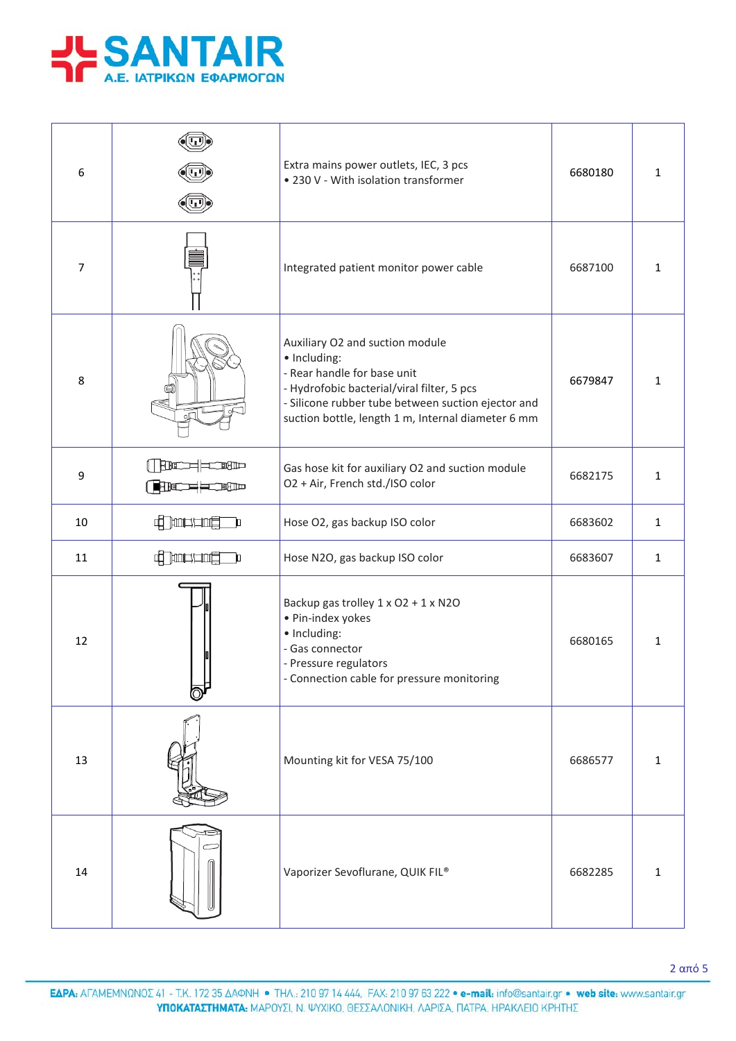| 6 | | Extra mains power outlets, IEC, 3 pcs<br>• 230 V - With isolation transformer | 6680180 | 1 |
|---|---|---|---|---|
| 7 | | Integrated patient monitor power cable | 6687100 | 1 |
| 8 | | Auxiliary O2 and suction module<br>• Including:<br>- Rear handle for base unit<br>- Hydrofobic bacterial/viral filter, 5 pcs<br>- Silicone rubber tube between suction ejector and suction bottle, length 1 m, Internal diameter 6 mm | 6679847 | 1 |
| 9 | | Gas hose kit for auxiliary O2 and suction module<br>O2 + Air, French std./ISO color | 6682175 | 1 |
| 10 | | Hose O2, gas backup ISO color | 6683602 | 1 |
| 11 | | Hose N2O, gas backup ISO color | 6683607 | 1 |
| 12 | | Backup gas trolley 1 x O2 + 1 x N2O<br>• Pin-index yokes<br>• Including:<br>- Gas connector<br>- Pressure regulators<br>- Connection cable for pressure monitoring | 6680165 | 1 |
| 13 | | Mounting kit for VESA 75/100 | 6686577 | 1 |
| 14 | | Vaporizer Sevoflurane, QUIK FIL® | 6682285 | 1 |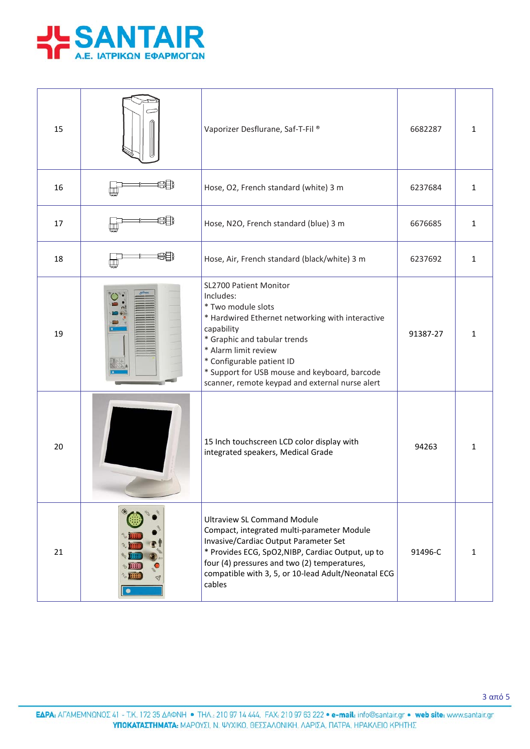| | | | | |
|---|---|---|---|---|
| 15 | | Vaporizer Desflurane, Saf-T-Fil ® | 6682287 | 1 |
| 16 | | Hose, O2, French standard (white) 3 m | 6237684 | 1 |
| 17 | | Hose, N2O, French standard (blue) 3 m | 6676685 | 1 |
| 18 | | Hose, Air, French standard (black/white) 3 m | 6237692 | 1 |
| 19 | | SL2700 Patient Monitor<br>Includes:<br>* Two module slots<br>* Hardwired Ethernet networking with interactive capability<br>* Graphic and tabular trends<br>* Alarm limit review<br>* Configurable patient ID<br>* Support for USB mouse and keyboard, barcode scanner, remote keypad and external nurse alert | 91387-27 | 1 |
| 20 | | 15 Inch touchscreen LCD color display with integrated speakers, Medical Grade | 94263 | 1 |
| 21 | | Ultraview SL Command Module<br>Compact, integrated multi-parameter Module<br>Invasive/Cardiac Output Parameter Set<br>* Provides ECG, SpO2,NIBP, Cardiac Output, up to four (4) pressures and two (2) temperatures, compatible with 3, 5, or 10-lead Adult/Neonatal ECG cables | 91496-C | 1 |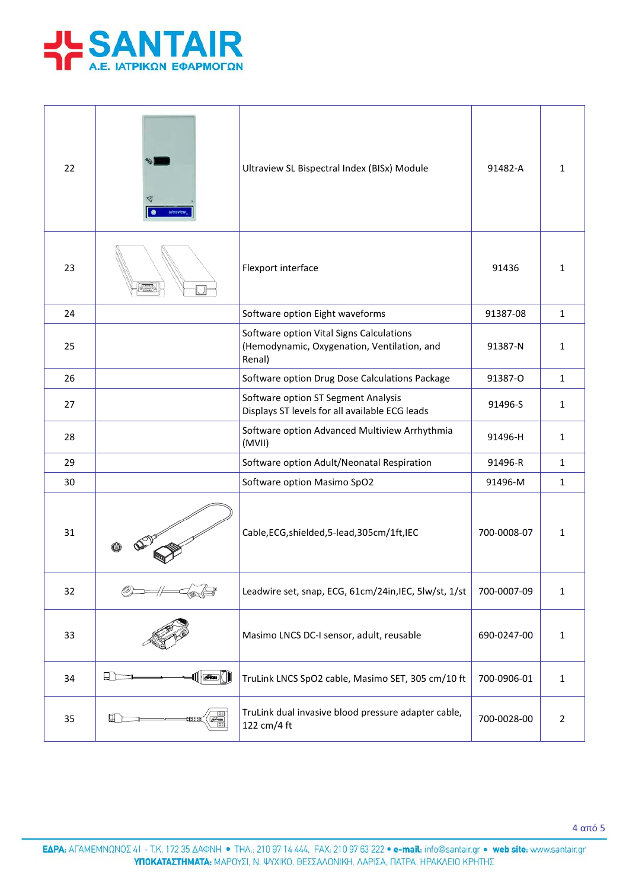| 22 | | Ultraview SL Bispectral Index (BISx) Module | 91482-A | 1 |
|---|---|---|---|---|
| 23 | | Flexport interface | 91436 | 1 |
| 24 | | Software option Eight waveforms | 91387-08 | 1 |
| 25 | | Software option Vital Signs Calculations (Hemodynamic, Oxygenation, Ventilation, and Renal) | 91387-N | 1 |
| 26 | | Software option Drug Dose Calculations Package | 91387-O | 1 |
| 27 | | Software option ST Segment Analysis Displays ST levels for all available ECG leads | 91496-S | 1 |
| 28 | | Software option Advanced Multiview Arrhythmia (MVII) | 91496-H | 1 |
| 29 | | Software option Adult/Neonatal Respiration | 91496-R | 1 |
| 30 | | Software option Masimo SpO2 | 91496-M | 1 |
| 31 | | Cable,ECG,shielded,5-lead,305cm/1ft,IEC | 700-0008-07 | 1 |
| 32 | | Leadwire set, snap, ECG, 61cm/24in,IEC, 5lw/st, 1/st | 700-0007-09 | 1 |
| 33 | | Masimo LNCS DC-I sensor, adult, reusable | 690-0247-00 | 1 |
| 34 | | TruLink LNCS SpO2 cable, Masimo SET, 305 cm/10 ft | 700-0906-01 | 1 |
| 35 | | TruLink dual invasive blood pressure adapter cable, 122 cm/4 ft | 700-0028-00 | 2 |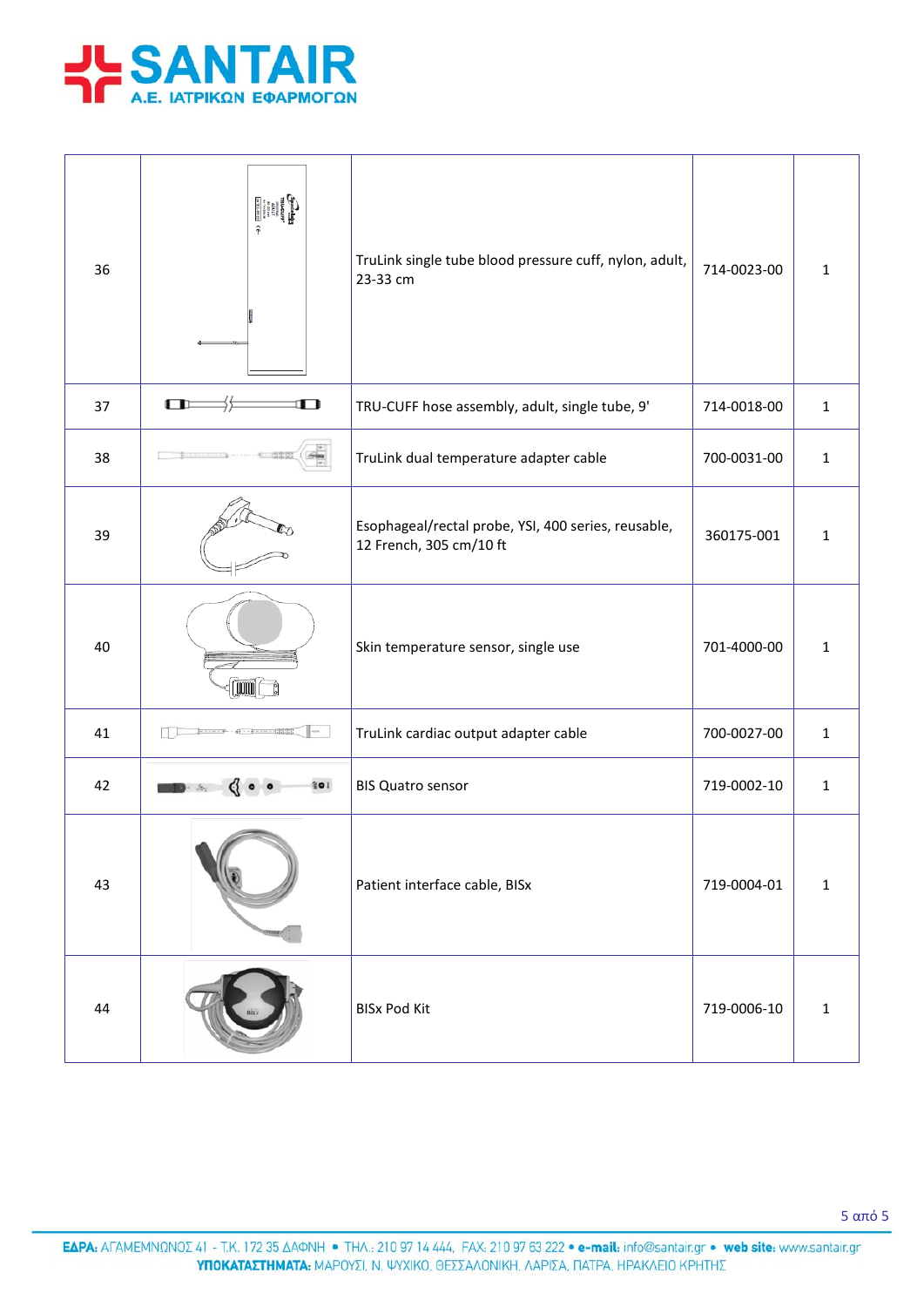| | | | | |
|---|---|---|---|---|
| 36 | | TruLink single tube blood pressure cuff, nylon, adult, 23-33 cm | 714-0023-00 | 1 |
| 37 | | TRU-CUFF hose assembly, adult, single tube, 9' | 714-0018-00 | 1 |
| 38 | | TruLink dual temperature adapter cable | 700-0031-00 | 1 |
| 39 | | Esophageal/rectal probe, YSI, 400 series, reusable, 12 French, 305 cm/10 ft | 360175-001 | 1 |
| 40 | | Skin temperature sensor, single use | 701-4000-00 | 1 |
| 41 | | TruLink cardiac output adapter cable | 700-0027-00 | 1 |
| 42 | | BIS Quatro sensor | 719-0002-10 | 1 |
| 43 | | Patient interface cable, BISx | 719-0004-01 | 1 |
| 44 | | BISx Pod Kit | 719-0006-10 | 1 |